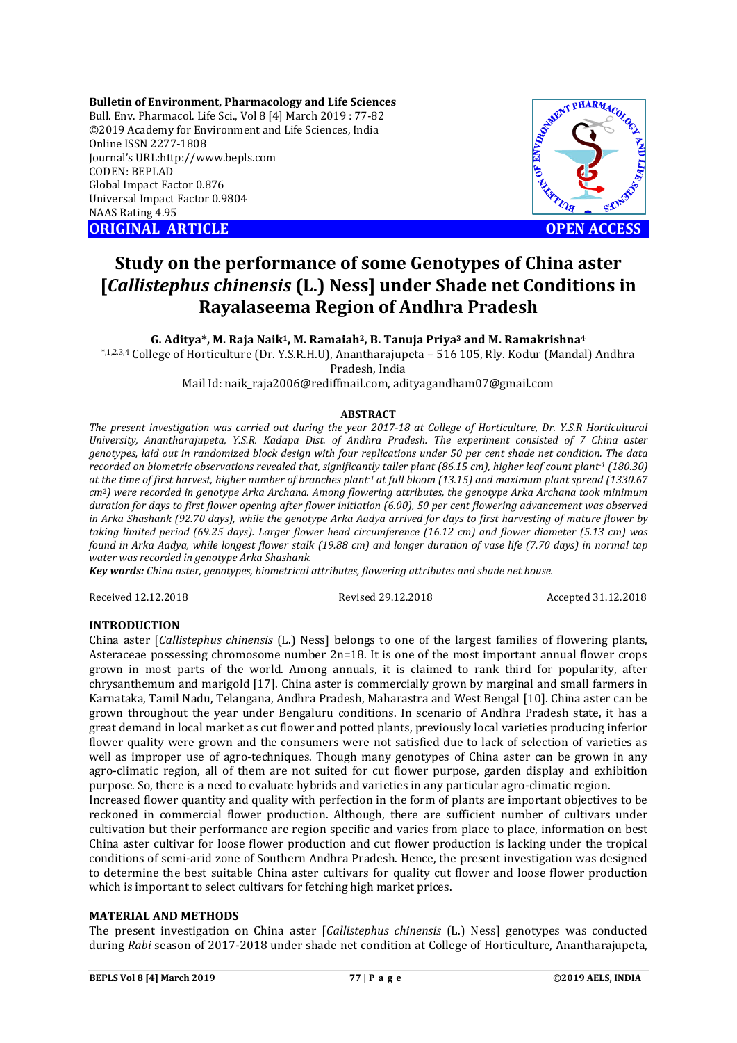**Bulletin of Environment, Pharmacology and Life Sciences**
Bull. Env. Pharmacol. Life Sci., Vol 8 [4] March 2019 : 77-82
©2019 Academy for Environment and Life Sciences, India
Online ISSN 2277-1808
Journal's URL:http://www.bepls.com
CODEN: BEPLAD
Global Impact Factor 0.876
Universal Impact Factor 0.9804
NAAS Rating 4.95

**ORIGINAL ARTICLE** **OPEN ACCESS**

# Study on the performance of some Genotypes of China aster [*Callistephus chinensis* (L.) Ness] under Shade net Conditions in Rayalaseema Region of Andhra Pradesh

**G. Aditya\*, M. Raja Naik[1], M. Ramaiah[2], B. Tanuja Priya[3] and M. Ramakrishna[4]**

[\*,1,2,3,4] College of Horticulture (Dr. Y.S.R.H.U), Anantharajupeta – 516 105, Rly. Kodur (Mandal) Andhra Pradesh, India

Mail Id: naik_raja2006@rediffmail.com, adityagandham07@gmail.com

## ABSTRACT

*The present investigation was carried out during the year 2017-18 at College of Horticulture, Dr. Y.S.R Horticultural University, Anantharajupeta, Y.S.R. Kadapa Dist. of Andhra Pradesh. The experiment consisted of 7 China aster genotypes, laid out in randomized block design with four replications under 50 per cent shade net condition. The data recorded on biometric observations revealed that, significantly taller plant (86.15 cm), higher leaf count plant$^{-1}$ (180.30) at the time of first harvest, higher number of branches plant$^{-1}$ at full bloom (13.15) and maximum plant spread (1330.67 cm$^2$) were recorded in genotype Arka Archana. Among flowering attributes, the genotype Arka Archana took minimum duration for days to first flower opening after flower initiation (6.00), 50 per cent flowering advancement was observed in Arka Shashank (92.70 days), while the genotype Arka Aadya arrived for days to first harvesting of mature flower by taking limited period (69.25 days). Larger flower head circumference (16.12 cm) and flower diameter (5.13 cm) was found in Arka Aadya, while longest flower stalk (19.88 cm) and longer duration of vase life (7.70 days) in normal tap water was recorded in genotype Arka Shashank.*

***Key words:*** *China aster, genotypes, biometrical attributes, flowering attributes and shade net house.*

Received 12.12.2018 Revised 29.12.2018 Accepted 31.12.2018

## INTRODUCTION

China aster [*Callistephus chinensis* (L.) Ness] belongs to one of the largest families of flowering plants, Asteraceae possessing chromosome number 2n=18. It is one of the most important annual flower crops grown in most parts of the world. Among annuals, it is claimed to rank third for popularity, after chrysanthemum and marigold [17]. China aster is commercially grown by marginal and small farmers in Karnataka, Tamil Nadu, Telangana, Andhra Pradesh, Maharastra and West Bengal [10]. China aster can be grown throughout the year under Bengaluru conditions. In scenario of Andhra Pradesh state, it has a great demand in local market as cut flower and potted plants, previously local varieties producing inferior flower quality were grown and the consumers were not satisfied due to lack of selection of varieties as well as improper use of agro-techniques. Though many genotypes of China aster can be grown in any agro-climatic region, all of them are not suited for cut flower purpose, garden display and exhibition purpose. So, there is a need to evaluate hybrids and varieties in any particular agro-climatic region.

Increased flower quantity and quality with perfection in the form of plants are important objectives to be reckoned in commercial flower production. Although, there are sufficient number of cultivars under cultivation but their performance are region specific and varies from place to place, information on best China aster cultivar for loose flower production and cut flower production is lacking under the tropical conditions of semi-arid zone of Southern Andhra Pradesh. Hence, the present investigation was designed to determine the best suitable China aster cultivars for quality cut flower and loose flower production which is important to select cultivars for fetching high market prices.

## MATERIAL AND METHODS

The present investigation on China aster [*Callistephus chinensis* (L.) Ness] genotypes was conducted during *Rabi* season of 2017-2018 under shade net condition at College of Horticulture, Anantharajupeta,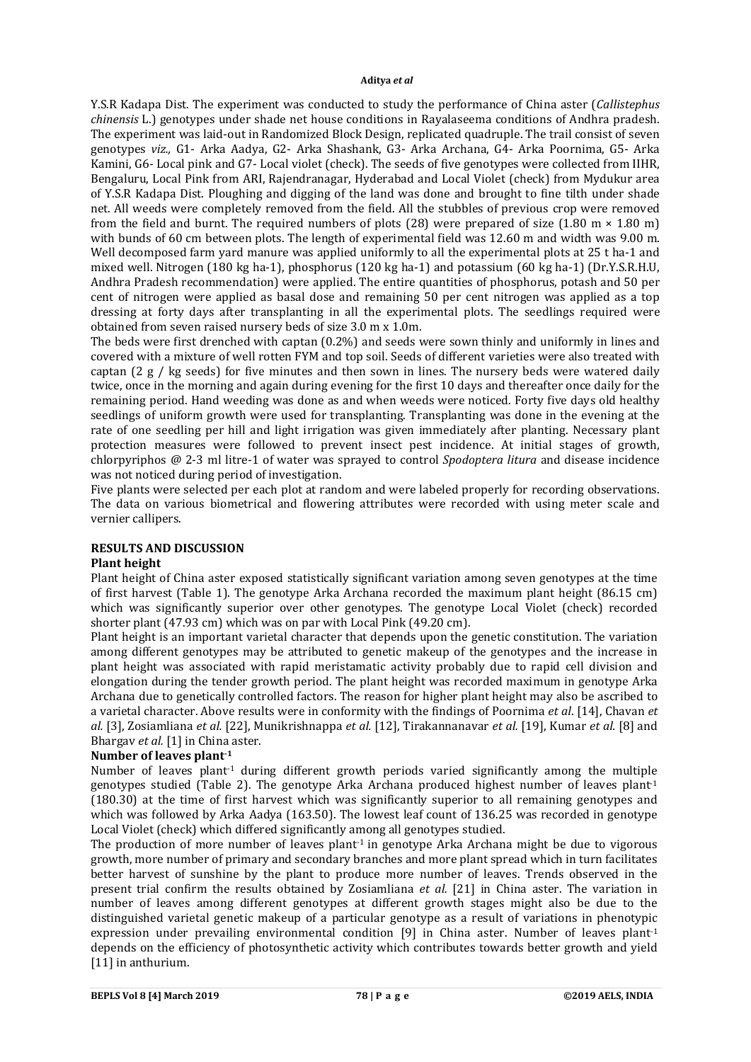Y.S.R Kadapa Dist. The experiment was conducted to study the performance of China aster (*Callistephus chinensis* L.) genotypes under shade net house conditions in Rayalaseema conditions of Andhra pradesh. The experiment was laid-out in Randomized Block Design, replicated quadruple. The trail consist of seven genotypes *viz.,* G1- Arka Aadya, G2- Arka Shashank, G3- Arka Archana, G4- Arka Poornima, G5- Arka Kamini, G6- Local pink and G7- Local violet (check). The seeds of five genotypes were collected from IIHR, Bengaluru, Local Pink from ARI, Rajendranagar, Hyderabad and Local Violet (check) from Mydukur area of Y.S.R Kadapa Dist. Ploughing and digging of the land was done and brought to fine tilth under shade net. All weeds were completely removed from the field. All the stubbles of previous crop were removed from the field and burnt. The required numbers of plots (28) were prepared of size (1.80 m × 1.80 m) with bunds of 60 cm between plots. The length of experimental field was 12.60 m and width was 9.00 m. Well decomposed farm yard manure was applied uniformly to all the experimental plots at 25 t ha-1 and mixed well. Nitrogen (180 kg ha-1), phosphorus (120 kg ha-1) and potassium (60 kg ha-1) (Dr.Y.S.R.H.U, Andhra Pradesh recommendation) were applied. The entire quantities of phosphorus, potash and 50 per cent of nitrogen were applied as basal dose and remaining 50 per cent nitrogen was applied as a top dressing at forty days after transplanting in all the experimental plots. The seedlings required were obtained from seven raised nursery beds of size 3.0 m x 1.0m.

The beds were first drenched with captan (0.2%) and seeds were sown thinly and uniformly in lines and covered with a mixture of well rotten FYM and top soil. Seeds of different varieties were also treated with captan (2 g / kg seeds) for five minutes and then sown in lines. The nursery beds were watered daily twice, once in the morning and again during evening for the first 10 days and thereafter once daily for the remaining period. Hand weeding was done as and when weeds were noticed. Forty five days old healthy seedlings of uniform growth were used for transplanting. Transplanting was done in the evening at the rate of one seedling per hill and light irrigation was given immediately after planting. Necessary plant protection measures were followed to prevent insect pest incidence. At initial stages of growth, chlorpyriphos @ 2-3 ml litre-1 of water was sprayed to control *Spodoptera litura* and disease incidence was not noticed during period of investigation.

Five plants were selected per each plot at random and were labeled properly for recording observations. The data on various biometrical and flowering attributes were recorded with using meter scale and vernier callipers.

## RESULTS AND DISCUSSION

### Plant height

Plant height of China aster exposed statistically significant variation among seven genotypes at the time of first harvest (Table 1). The genotype Arka Archana recorded the maximum plant height (86.15 cm) which was significantly superior over other genotypes. The genotype Local Violet (check) recorded shorter plant (47.93 cm) which was on par with Local Pink (49.20 cm).

Plant height is an important varietal character that depends upon the genetic constitution. The variation among different genotypes may be attributed to genetic makeup of the genotypes and the increase in plant height was associated with rapid meristamatic activity probably due to rapid cell division and elongation during the tender growth period. The plant height was recorded maximum in genotype Arka Archana due to genetically controlled factors. The reason for higher plant height may also be ascribed to a varietal character. Above results were in conformity with the findings of Poornima *et al*. [14], Chavan *et al.* [3], Zosiamliana *et al.* [22], Munikrishnappa *et al.* [12], Tirakannanavar *et al.* [19], Kumar *et al.* [8] and Bhargav *et al.* [1] in China aster.

### Number of leaves plant$^{-1}$

Number of leaves plant$^{-1}$ during different growth periods varied significantly among the multiple genotypes studied (Table 2). The genotype Arka Archana produced highest number of leaves plant$^{-1}$ (180.30) at the time of first harvest which was significantly superior to all remaining genotypes and which was followed by Arka Aadya (163.50). The lowest leaf count of 136.25 was recorded in genotype Local Violet (check) which differed significantly among all genotypes studied.

The production of more number of leaves plant$^{-1}$ in genotype Arka Archana might be due to vigorous growth, more number of primary and secondary branches and more plant spread which in turn facilitates better harvest of sunshine by the plant to produce more number of leaves. Trends observed in the present trial confirm the results obtained by Zosiamliana *et al.* [21] in China aster. The variation in number of leaves among different genotypes at different growth stages might also be due to the distinguished varietal genetic makeup of a particular genotype as a result of variations in phenotypic expression under prevailing environmental condition [9] in China aster. Number of leaves plant$^{-1}$ depends on the efficiency of photosynthetic activity which contributes towards better growth and yield [11] in anthurium.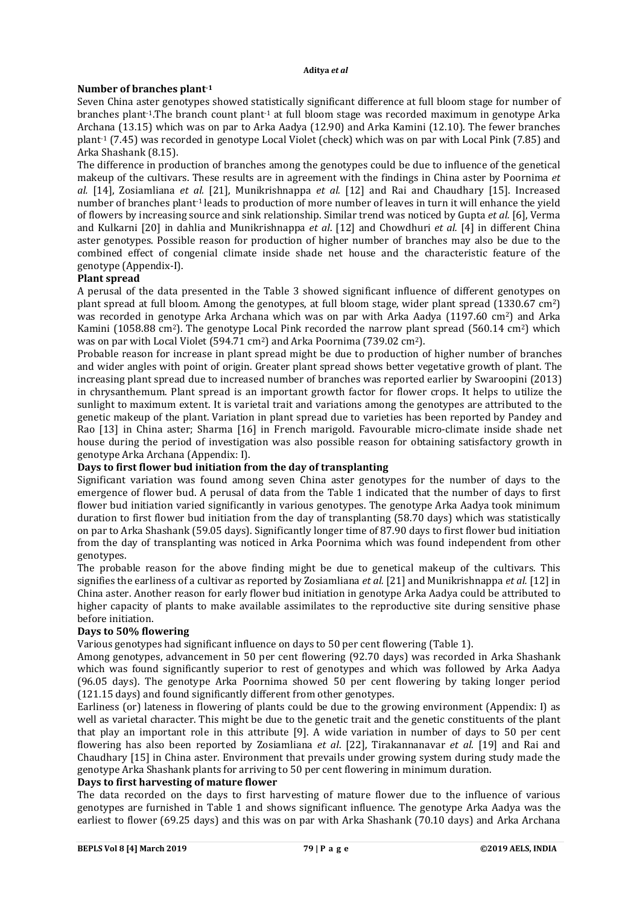## Number of branches plant$^{-1}$

Seven China aster genotypes showed statistically significant difference at full bloom stage for number of branches plant$^{-1}$.The branch count plant$^{-1}$ at full bloom stage was recorded maximum in genotype Arka Archana (13.15) which was on par to Arka Aadya (12.90) and Arka Kamini (12.10). The fewer branches plant$^{-1}$ (7.45) was recorded in genotype Local Violet (check) which was on par with Local Pink (7.85) and Arka Shashank (8.15).

The difference in production of branches among the genotypes could be due to influence of the genetical makeup of the cultivars. These results are in agreement with the findings in China aster by Poornima *et al.* [14], Zosiamliana *et al.* [21], Munikrishnappa *et al.* [12] and Rai and Chaudhary [15]. Increased number of branches plant$^{-1}$ leads to production of more number of leaves in turn it will enhance the yield of flowers by increasing source and sink relationship. Similar trend was noticed by Gupta *et al.* [6], Verma and Kulkarni [20] in dahlia and Munikrishnappa *et al*. [12] and Chowdhuri *et al.* [4] in different China aster genotypes. Possible reason for production of higher number of branches may also be due to the combined effect of congenial climate inside shade net house and the characteristic feature of the genotype (Appendix-I).

## Plant spread

A perusal of the data presented in the Table 3 showed significant influence of different genotypes on plant spread at full bloom. Among the genotypes, at full bloom stage, wider plant spread (1330.67 cm$^2$) was recorded in genotype Arka Archana which was on par with Arka Aadya (1197.60 cm$^2$) and Arka Kamini (1058.88 cm$^2$). The genotype Local Pink recorded the narrow plant spread (560.14 cm$^2$) which was on par with Local Violet (594.71 cm$^2$) and Arka Poornima (739.02 cm$^2$).

Probable reason for increase in plant spread might be due to production of higher number of branches and wider angles with point of origin. Greater plant spread shows better vegetative growth of plant. The increasing plant spread due to increased number of branches was reported earlier by Swaroopini (2013) in chrysanthemum. Plant spread is an important growth factor for flower crops. It helps to utilize the sunlight to maximum extent. It is varietal trait and variations among the genotypes are attributed to the genetic makeup of the plant. Variation in plant spread due to varieties has been reported by Pandey and Rao [13] in China aster; Sharma [16] in French marigold. Favourable micro-climate inside shade net house during the period of investigation was also possible reason for obtaining satisfactory growth in genotype Arka Archana (Appendix: I).

## Days to first flower bud initiation from the day of transplanting

Significant variation was found among seven China aster genotypes for the number of days to the emergence of flower bud. A perusal of data from the Table 1 indicated that the number of days to first flower bud initiation varied significantly in various genotypes. The genotype Arka Aadya took minimum duration to first flower bud initiation from the day of transplanting (58.70 days) which was statistically on par to Arka Shashank (59.05 days). Significantly longer time of 87.90 days to first flower bud initiation from the day of transplanting was noticed in Arka Poornima which was found independent from other genotypes.

The probable reason for the above finding might be due to genetical makeup of the cultivars. This signifies the earliness of a cultivar as reported by Zosiamliana *et al.* [21] and Munikrishnappa *et al.* [12] in China aster. Another reason for early flower bud initiation in genotype Arka Aadya could be attributed to higher capacity of plants to make available assimilates to the reproductive site during sensitive phase before initiation.

## Days to 50% flowering

Various genotypes had significant influence on days to 50 per cent flowering (Table 1).

Among genotypes, advancement in 50 per cent flowering (92.70 days) was recorded in Arka Shashank which was found significantly superior to rest of genotypes and which was followed by Arka Aadya (96.05 days). The genotype Arka Poornima showed 50 per cent flowering by taking longer period (121.15 days) and found significantly different from other genotypes.

Earliness (or) lateness in flowering of plants could be due to the growing environment (Appendix: I) as well as varietal character. This might be due to the genetic trait and the genetic constituents of the plant that play an important role in this attribute [9]. A wide variation in number of days to 50 per cent flowering has also been reported by Zosiamliana *et al*. [22], Tirakannanavar *et al.* [19] and Rai and Chaudhary [15] in China aster. Environment that prevails under growing system during study made the genotype Arka Shashank plants for arriving to 50 per cent flowering in minimum duration.

## Days to first harvesting of mature flower

The data recorded on the days to first harvesting of mature flower due to the influence of various genotypes are furnished in Table 1 and shows significant influence. The genotype Arka Aadya was the earliest to flower (69.25 days) and this was on par with Arka Shashank (70.10 days) and Arka Archana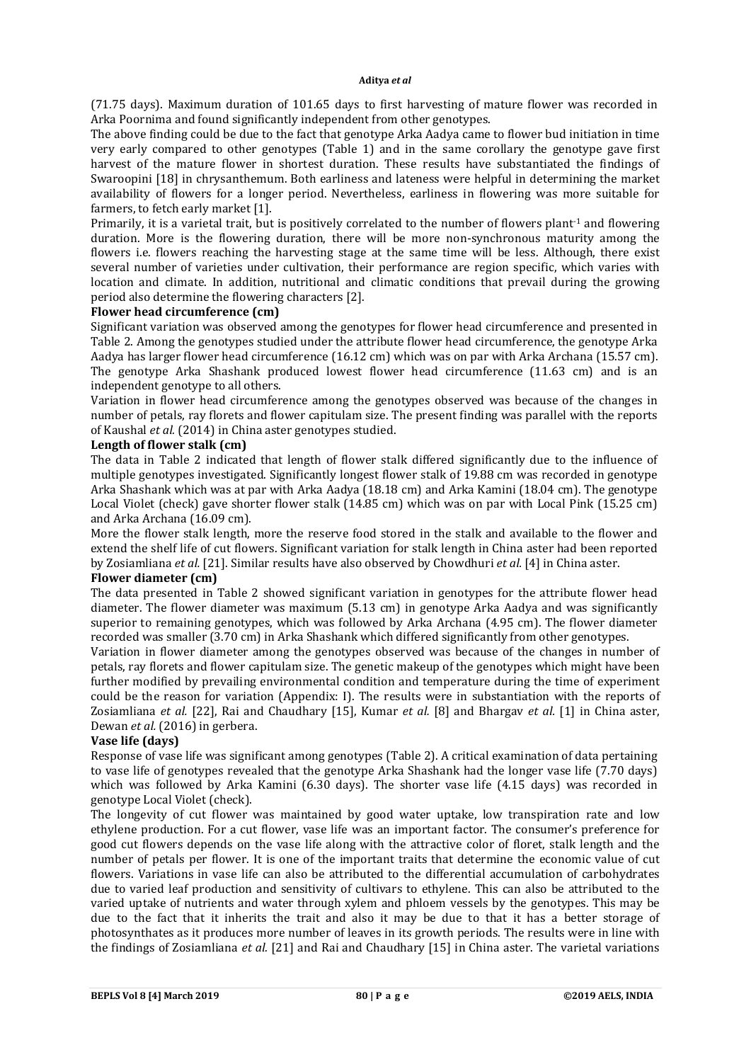(71.75 days). Maximum duration of 101.65 days to first harvesting of mature flower was recorded in Arka Poornima and found significantly independent from other genotypes.

The above finding could be due to the fact that genotype Arka Aadya came to flower bud initiation in time very early compared to other genotypes (Table 1) and in the same corollary the genotype gave first harvest of the mature flower in shortest duration. These results have substantiated the findings of Swaroopini [18] in chrysanthemum. Both earliness and lateness were helpful in determining the market availability of flowers for a longer period. Nevertheless, earliness in flowering was more suitable for farmers, to fetch early market [1].

Primarily, it is a varietal trait, but is positively correlated to the number of flowers plant$^{-1}$ and flowering duration. More is the flowering duration, there will be more non-synchronous maturity among the flowers i.e. flowers reaching the harvesting stage at the same time will be less. Although, there exist several number of varieties under cultivation, their performance are region specific, which varies with location and climate. In addition, nutritional and climatic conditions that prevail during the growing period also determine the flowering characters [2].

**Flower head circumference (cm)**

Significant variation was observed among the genotypes for flower head circumference and presented in Table 2. Among the genotypes studied under the attribute flower head circumference, the genotype Arka Aadya has larger flower head circumference (16.12 cm) which was on par with Arka Archana (15.57 cm). The genotype Arka Shashank produced lowest flower head circumference (11.63 cm) and is an independent genotype to all others.

Variation in flower head circumference among the genotypes observed was because of the changes in number of petals, ray florets and flower capitulam size. The present finding was parallel with the reports of Kaushal *et al.* (2014) in China aster genotypes studied.

**Length of flower stalk (cm)**

The data in Table 2 indicated that length of flower stalk differed significantly due to the influence of multiple genotypes investigated. Significantly longest flower stalk of 19.88 cm was recorded in genotype Arka Shashank which was at par with Arka Aadya (18.18 cm) and Arka Kamini (18.04 cm). The genotype Local Violet (check) gave shorter flower stalk (14.85 cm) which was on par with Local Pink (15.25 cm) and Arka Archana (16.09 cm).

More the flower stalk length, more the reserve food stored in the stalk and available to the flower and extend the shelf life of cut flowers. Significant variation for stalk length in China aster had been reported by Zosiamliana *et al.* [21]. Similar results have also observed by Chowdhuri *et al.* [4] in China aster.

**Flower diameter (cm)**

The data presented in Table 2 showed significant variation in genotypes for the attribute flower head diameter. The flower diameter was maximum (5.13 cm) in genotype Arka Aadya and was significantly superior to remaining genotypes, which was followed by Arka Archana (4.95 cm). The flower diameter recorded was smaller (3.70 cm) in Arka Shashank which differed significantly from other genotypes.

Variation in flower diameter among the genotypes observed was because of the changes in number of petals, ray florets and flower capitulam size. The genetic makeup of the genotypes which might have been further modified by prevailing environmental condition and temperature during the time of experiment could be the reason for variation (Appendix: I). The results were in substantiation with the reports of Zosiamliana *et al.* [22], Rai and Chaudhary [15], Kumar *et al.* [8] and Bhargav *et al.* [1] in China aster, Dewan *et al.* (2016) in gerbera.

**Vase life (days)**

Response of vase life was significant among genotypes (Table 2). A critical examination of data pertaining to vase life of genotypes revealed that the genotype Arka Shashank had the longer vase life (7.70 days) which was followed by Arka Kamini (6.30 days). The shorter vase life (4.15 days) was recorded in genotype Local Violet (check).

The longevity of cut flower was maintained by good water uptake, low transpiration rate and low ethylene production. For a cut flower, vase life was an important factor. The consumer's preference for good cut flowers depends on the vase life along with the attractive color of floret, stalk length and the number of petals per flower. It is one of the important traits that determine the economic value of cut flowers. Variations in vase life can also be attributed to the differential accumulation of carbohydrates due to varied leaf production and sensitivity of cultivars to ethylene. This can also be attributed to the varied uptake of nutrients and water through xylem and phloem vessels by the genotypes. This may be due to the fact that it inherits the trait and also it may be due to that it has a better storage of photosynthates as it produces more number of leaves in its growth periods. The results were in line with the findings of Zosiamliana *et al.* [21] and Rai and Chaudhary [15] in China aster. The varietal variations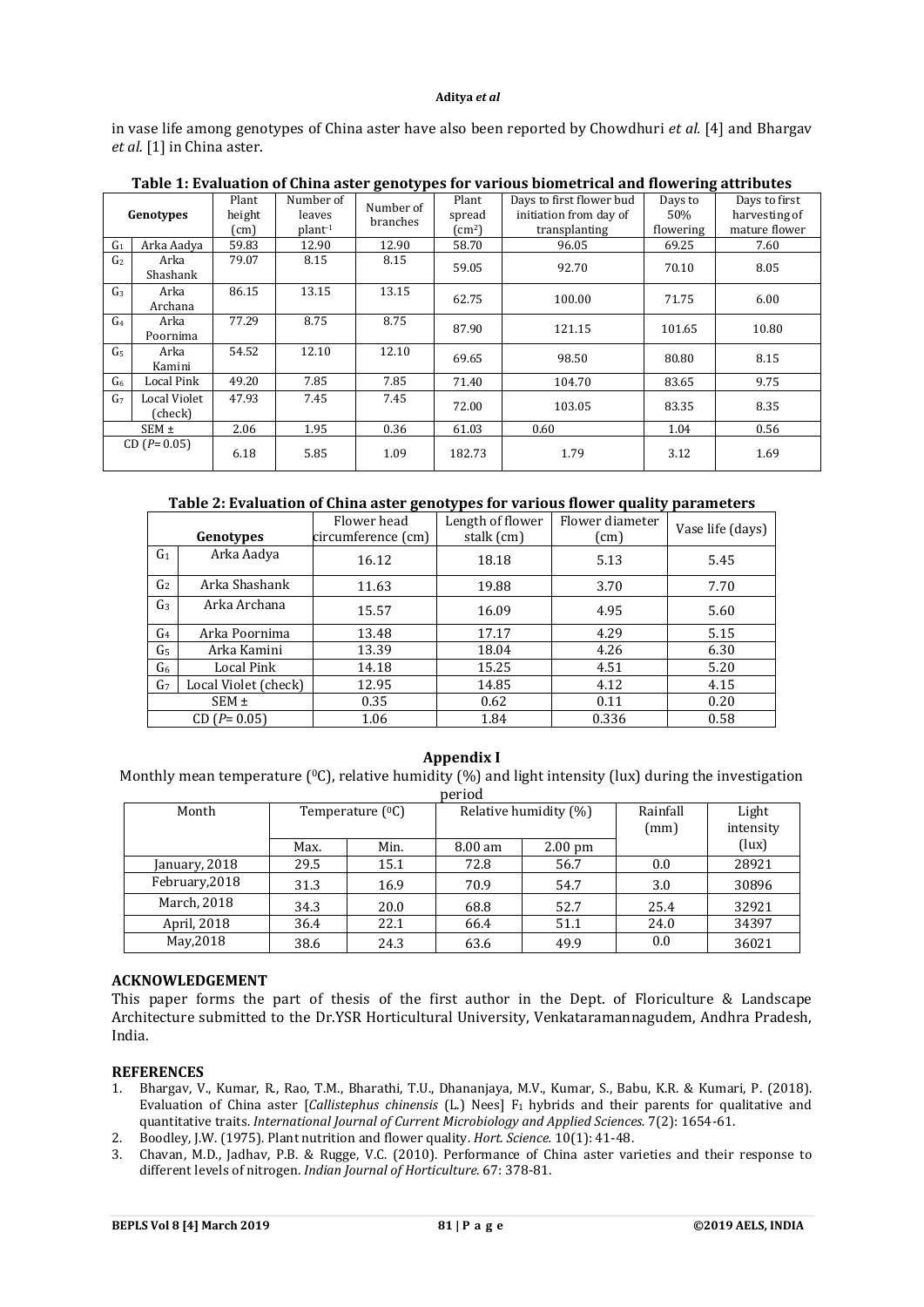in vase life among genotypes of China aster have also been reported by Chowdhuri *et al.* [4] and Bhargav *et al.* [1] in China aster.

**Table 1: Evaluation of China aster genotypes for various biometrical and flowering attributes**

| | Genotypes | Plant height (cm) | Number of leaves plant$^{-1}$ | Number of branches | Plant spread (cm$^2$) | Days to first flower bud initiation from day of transplanting | Days to 50% flowering | Days to first harvesting of mature flower |
|---|---|---|---|---|---|---|---|---|
| $G_1$ | Arka Aadya | 59.83 | 12.90 | 12.90 | 58.70 | 96.05 | 69.25 | 7.60 |
| $G_2$ | Arka Shashank | 79.07 | 8.15 | 8.15 | 59.05 | 92.70 | 70.10 | 8.05 |
| $G_3$ | Arka Archana | 86.15 | 13.15 | 13.15 | 62.75 | 100.00 | 71.75 | 6.00 |
| $G_4$ | Arka Poornima | 77.29 | 8.75 | 8.75 | 87.90 | 121.15 | 101.65 | 10.80 |
| $G_5$ | Arka Kamini | 54.52 | 12.10 | 12.10 | 69.65 | 98.50 | 80.80 | 8.15 |
| $G_6$ | Local Pink | 49.20 | 7.85 | 7.85 | 71.40 | 104.70 | 83.65 | 9.75 |
| $G_7$ | Local Violet (check) | 47.93 | 7.45 | 7.45 | 72.00 | 103.05 | 83.35 | 8.35 |
| SEM ± | | 2.06 | 1.95 | 0.36 | 61.03 | 0.60 | 1.04 | 0.56 |
| CD ($P$= 0.05) | | 6.18 | 5.85 | 1.09 | 182.73 | 1.79 | 3.12 | 1.69 |

**Table 2: Evaluation of China aster genotypes for various flower quality parameters**

| | Genotypes | Flower head circumference (cm) | Length of flower stalk (cm) | Flower diameter (cm) | Vase life (days) |
|---|---|---|---|---|---|
| $G_1$ | Arka Aadya | 16.12 | 18.18 | 5.13 | 5.45 |
| $G_2$ | Arka Shashank | 11.63 | 19.88 | 3.70 | 7.70 |
| $G_3$ | Arka Archana | 15.57 | 16.09 | 4.95 | 5.60 |
| $G_4$ | Arka Poornima | 13.48 | 17.17 | 4.29 | 5.15 |
| $G_5$ | Arka Kamini | 13.39 | 18.04 | 4.26 | 6.30 |
| $G_6$ | Local Pink | 14.18 | 15.25 | 4.51 | 5.20 |
| $G_7$ | Local Violet (check) | 12.95 | 14.85 | 4.12 | 4.15 |
| SEM ± | | 0.35 | 0.62 | 0.11 | 0.20 |
| CD ($P$= 0.05) | | 1.06 | 1.84 | 0.336 | 0.58 |

**Appendix I**

Monthly mean temperature ($^0$C), relative humidity (%) and light intensity (lux) during the investigation period

| Month | Temperature ($^0$C) | | Relative humidity (%) | | Rainfall (mm) | Light intensity (lux) |
|---|---|---|---|---|---|---|
| | Max. | Min. | 8.00 am | 2.00 pm | | |
| January, 2018 | 29.5 | 15.1 | 72.8 | 56.7 | 0.0 | 28921 |
| February,2018 | 31.3 | 16.9 | 70.9 | 54.7 | 3.0 | 30896 |
| March, 2018 | 34.3 | 20.0 | 68.8 | 52.7 | 25.4 | 32921 |
| April, 2018 | 36.4 | 22.1 | 66.4 | 51.1 | 24.0 | 34397 |
| May,2018 | 38.6 | 24.3 | 63.6 | 49.9 | 0.0 | 36021 |

## ACKNOWLEDGEMENT

This paper forms the part of thesis of the first author in the Dept. of Floriculture & Landscape Architecture submitted to the Dr.YSR Horticultural University, Venkataramannagudem, Andhra Pradesh, India.

## REFERENCES

1. Bhargav, V., Kumar, R., Rao, T.M., Bharathi, T.U., Dhananjaya, M.V., Kumar, S., Babu, K.R. & Kumari, P. (2018). Evaluation of China aster [*Callistephus chinensis* (L.) Nees] $F_1$ hybrids and their parents for qualitative and quantitative traits. *International Journal of Current Microbiology and Applied Sciences.* 7(2): 1654-61.
2. Boodley, J.W. (1975). Plant nutrition and flower quality. *Hort. Science.* 10(1): 41-48.
3. Chavan, M.D., Jadhav, P.B. & Rugge, V.C. (2010). Performance of China aster varieties and their response to different levels of nitrogen. *Indian Journal of Horticulture.* 67: 378-81.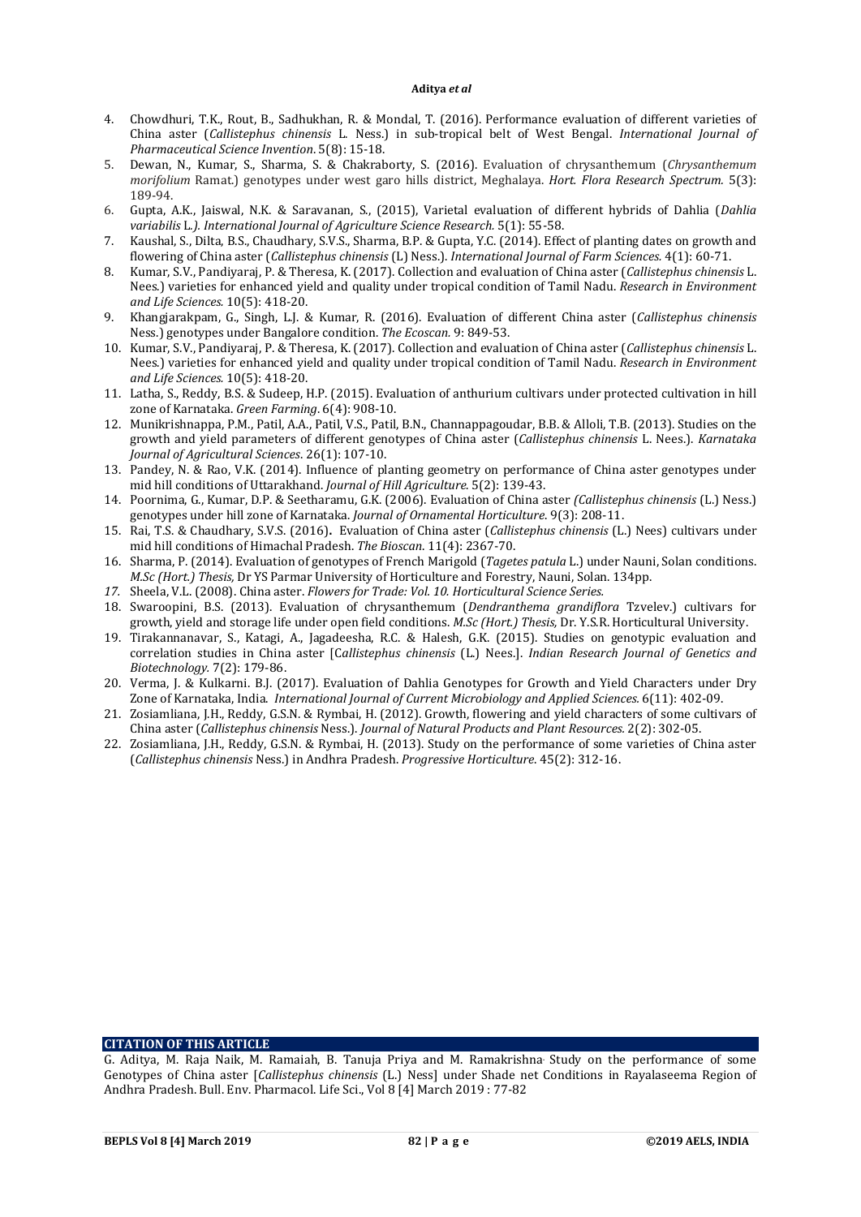4. Chowdhuri, T.K., Rout, B., Sadhukhan, R. & Mondal, T. (2016). Performance evaluation of different varieties of China aster (*Callistephus chinensis* L. Ness.) in sub-tropical belt of West Bengal. *International Journal of Pharmaceutical Science Invention*. 5(8): 15-18.
5. Dewan, N., Kumar, S., Sharma, S. & Chakraborty, S. (2016). Evaluation of chrysanthemum (*Chrysanthemum morifolium* Ramat.) genotypes under west garo hills district, Meghalaya. *Hort. Flora Research Spectrum.* 5(3): 189-94.
6. Gupta, A.K., Jaiswal, N.K. & Saravanan, S., (2015), Varietal evaluation of different hybrids of Dahlia (*Dahlia variabilis* L.*). International Journal of Agriculture Science Research.* 5(1): 55-58.
7. Kaushal, S., Dilta, B.S., Chaudhary, S.V.S., Sharma, B.P. & Gupta, Y.C. (2014). Effect of planting dates on growth and flowering of China aster (*Callistephus chinensis* (L) Ness.). *International Journal of Farm Sciences.* 4(1): 60-71.
8. Kumar, S.V., Pandiyaraj, P. & Theresa, K. (2017). Collection and evaluation of China aster (*Callistephus chinensis* L. Nees.) varieties for enhanced yield and quality under tropical condition of Tamil Nadu. *Research in Environment and Life Sciences.* 10(5): 418-20.
9. Khangjarakpam, G., Singh, L.J. & Kumar, R. (2016). Evaluation of different China aster (*Callistephus chinensis* Ness.) genotypes under Bangalore condition. *The Ecoscan.* 9: 849-53.
10. Kumar, S.V., Pandiyaraj, P. & Theresa, K. (2017). Collection and evaluation of China aster (*Callistephus chinensis* L. Nees.) varieties for enhanced yield and quality under tropical condition of Tamil Nadu. *Research in Environment and Life Sciences.* 10(5): 418-20.
11. Latha, S., Reddy, B.S. & Sudeep, H.P. (2015). Evaluation of anthurium cultivars under protected cultivation in hill zone of Karnataka. *Green Farming*. 6(4): 908-10.
12. Munikrishnappa, P.M., Patil, A.A., Patil, V.S., Patil, B.N., Channappagoudar, B.B. & Alloli, T.B. (2013). Studies on the growth and yield parameters of different genotypes of China aster (*Callistephus chinensis* L. Nees.). *Karnataka Journal of Agricultural Sciences*. 26(1): 107-10.
13. Pandey, N. & Rao, V.K. (2014). Influence of planting geometry on performance of China aster genotypes under mid hill conditions of Uttarakhand. *Journal of Hill Agriculture.* 5(2): 139-43.
14. Poornima, G., Kumar, D.P. & Seetharamu, G.K. (2006). Evaluation of China aster *(Callistephus chinensis* (L.) Ness.) genotypes under hill zone of Karnataka. *Journal of Ornamental Horticulture*. 9(3): 208-11.
15. Rai, T.S. & Chaudhary, S.V.S. (2016)**.** Evaluation of China aster (*Callistephus chinensis* (L.) Nees) cultivars under mid hill conditions of Himachal Pradesh. *The Bioscan*. 11(4): 2367-70.
16. Sharma, P. (2014). Evaluation of genotypes of French Marigold (*Tagetes patula* L.) under Nauni, Solan conditions. *M.Sc (Hort.) Thesis,* Dr YS Parmar University of Horticulture and Forestry, Nauni, Solan. 134pp.
17. Sheela, V.L. (2008). China aster. *Flowers for Trade: Vol. 10. Horticultural Science Series.*
18. Swaroopini, B.S. (2013). Evaluation of chrysanthemum (*Dendranthema grandiflora* Tzvelev.) cultivars for growth, yield and storage life under open field conditions. *M.Sc (Hort.) Thesis,* Dr. Y.S.R. Horticultural University.
19. Tirakannanavar, S., Katagi, A., Jagadeesha, R.C. & Halesh, G.K. (2015). Studies on genotypic evaluation and correlation studies in China aster [C*allistephus chinensis* (L.) Nees.]. *Indian Research Journal of Genetics and Biotechnology.* 7(2): 179-86.
20. Verma, J. & Kulkarni. B.J. (2017). Evaluation of Dahlia Genotypes for Growth and Yield Characters under Dry Zone of Karnataka, India. *International Journal of Current Microbiology and Applied Sciences.* 6(11): 402-09.
21. Zosiamliana, J.H., Reddy, G.S.N. & Rymbai, H. (2012). Growth, flowering and yield characters of some cultivars of China aster (*Callistephus chinensis* Ness.). *Journal of Natural Products and Plant Resources.* 2(2): 302-05.
22. Zosiamliana, J.H., Reddy, G.S.N. & Rymbai, H. (2013). Study on the performance of some varieties of China aster (*Callistephus chinensis* Ness.) in Andhra Pradesh. *Progressive Horticulture*. 45(2): 312-16.

**CITATION OF THIS ARTICLE**

G. Aditya, M. Raja Naik, M. Ramaiah, B. Tanuja Priya and M. Ramakrishna. Study on the performance of some Genotypes of China aster [*Callistephus chinensis* (L.) Ness] under Shade net Conditions in Rayalaseema Region of Andhra Pradesh. Bull. Env. Pharmacol. Life Sci., Vol 8 [4] March 2019 : 77-82